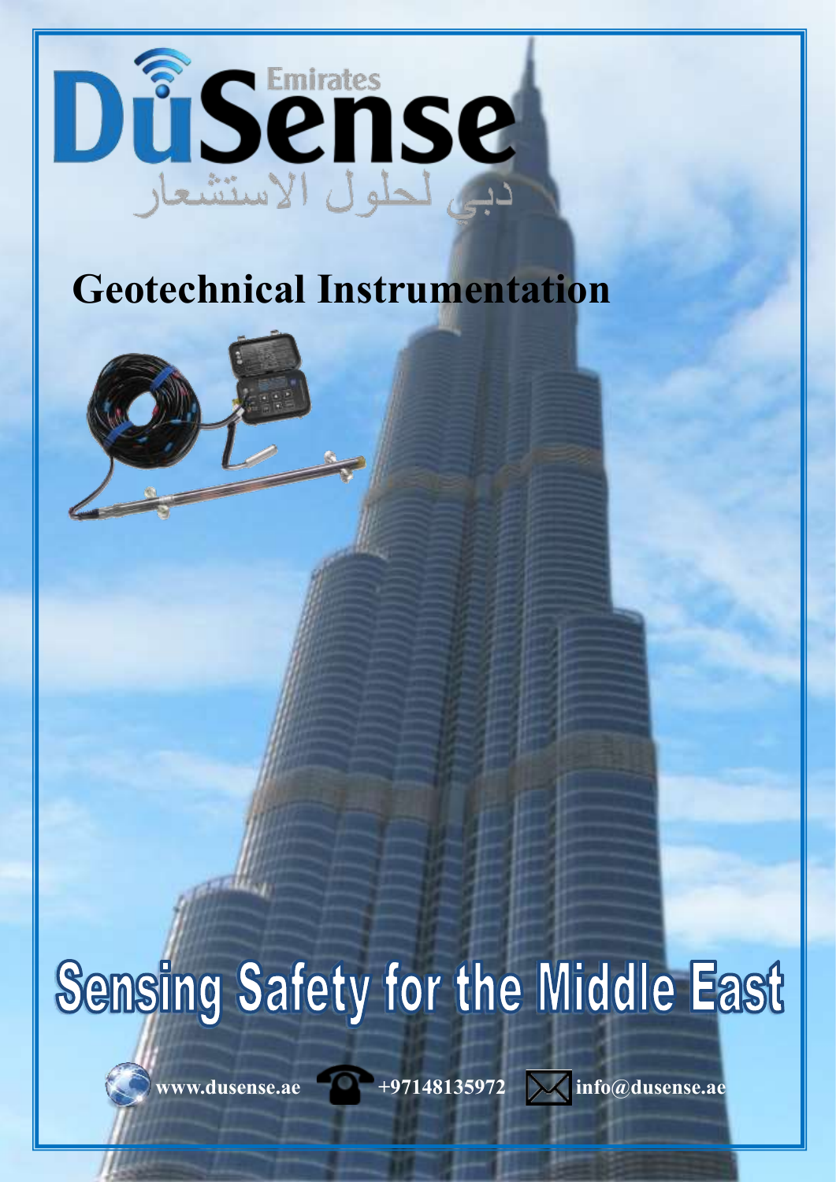# DuSense Emirates

دبي لحلول الاستشعار

## Geotechnical Instrumentation

# Sensing Safety for the Middle East

www.dusense.ae +97148135972 info@dusense.ae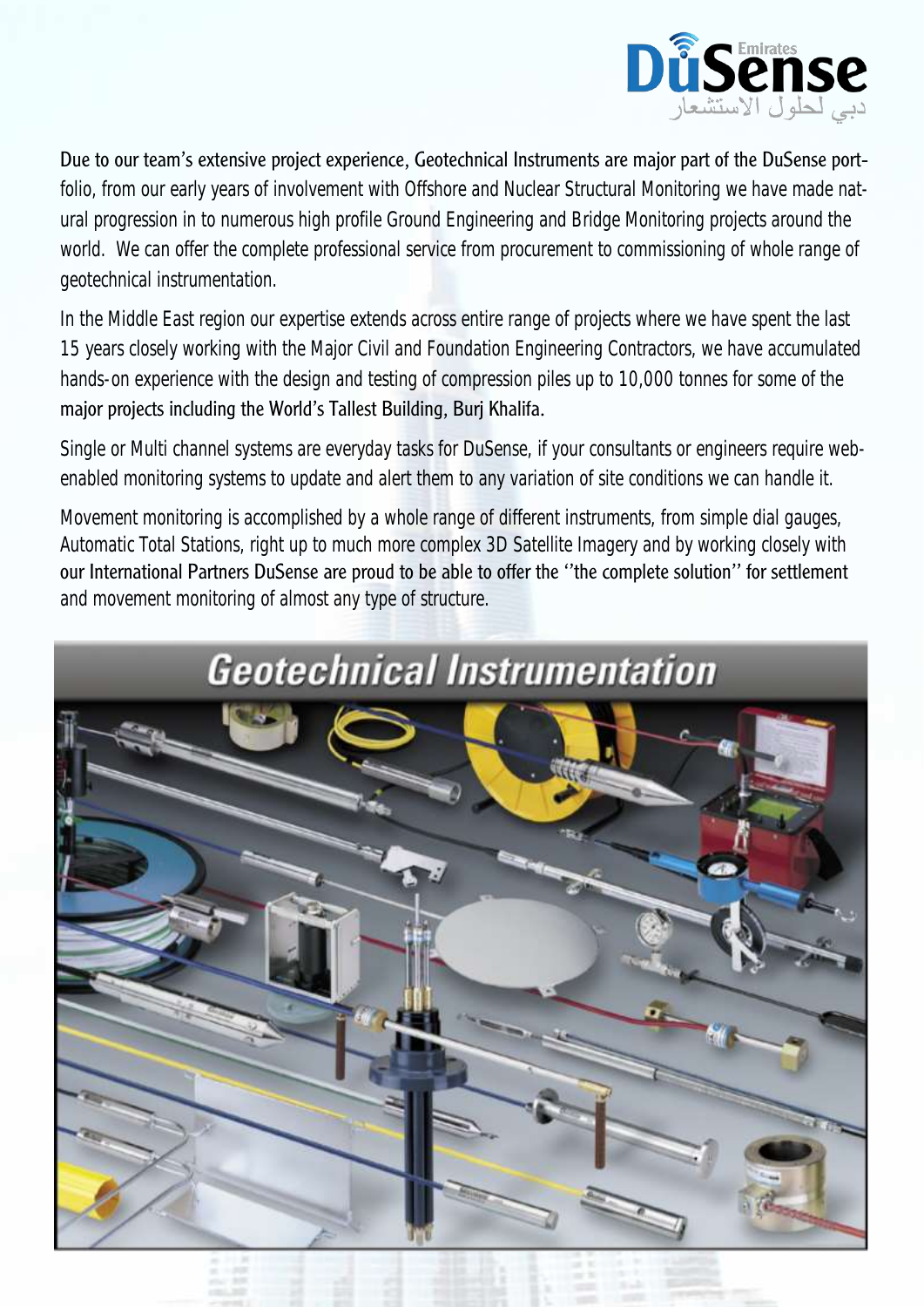Due to our team's extensive project experience, Geotechnical Instruments are major part of the DuSense portfolio, from our early years of involvement with Offshore and Nuclear Structural Monitoring we have made natural progression in to numerous high profile Ground Engineering and Bridge Monitoring projects around the world. We can offer the complete professional service from procurement to commissioning of whole range of geotechnical instrumentation.

In the Middle East region our expertise extends across entire range of projects where we have spent the last 15 years closely working with the Major Civil and Foundation Engineering Contractors, we have accumulated hands-on experience with the design and testing of compression piles up to 10,000 tonnes for some of the major projects including the World's Tallest Building, Burj Khalifa.

Single or Multi channel systems are everyday tasks for DuSense, if your consultants or engineers require web-enabled monitoring systems to update and alert them to any variation of site conditions we can handle it.

Movement monitoring is accomplished by a whole range of different instruments, from simple dial gauges, Automatic Total Stations, right up to much more complex 3D Satellite Imagery and by working closely with our International Partners DuSense are proud to be able to offer the ''the complete solution'' for settlement and movement monitoring of almost any type of structure.

## Geotechnical Instrumentation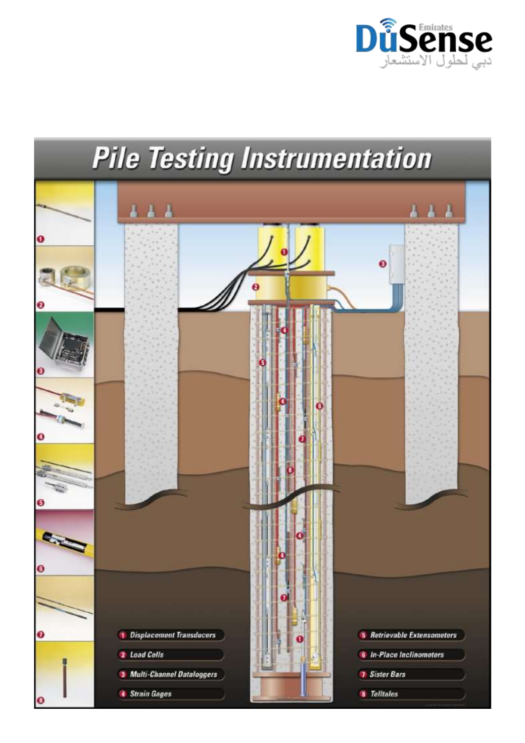# Pile Testing Instrumentation

1. Displacement Transducers
2. Load Cells
3. Multi-Channel Dataloggers
4. Strain Gages
5. Retrievable Extensometers
6. In-Place Inclinometers
7. Sister Bars
8. Telltales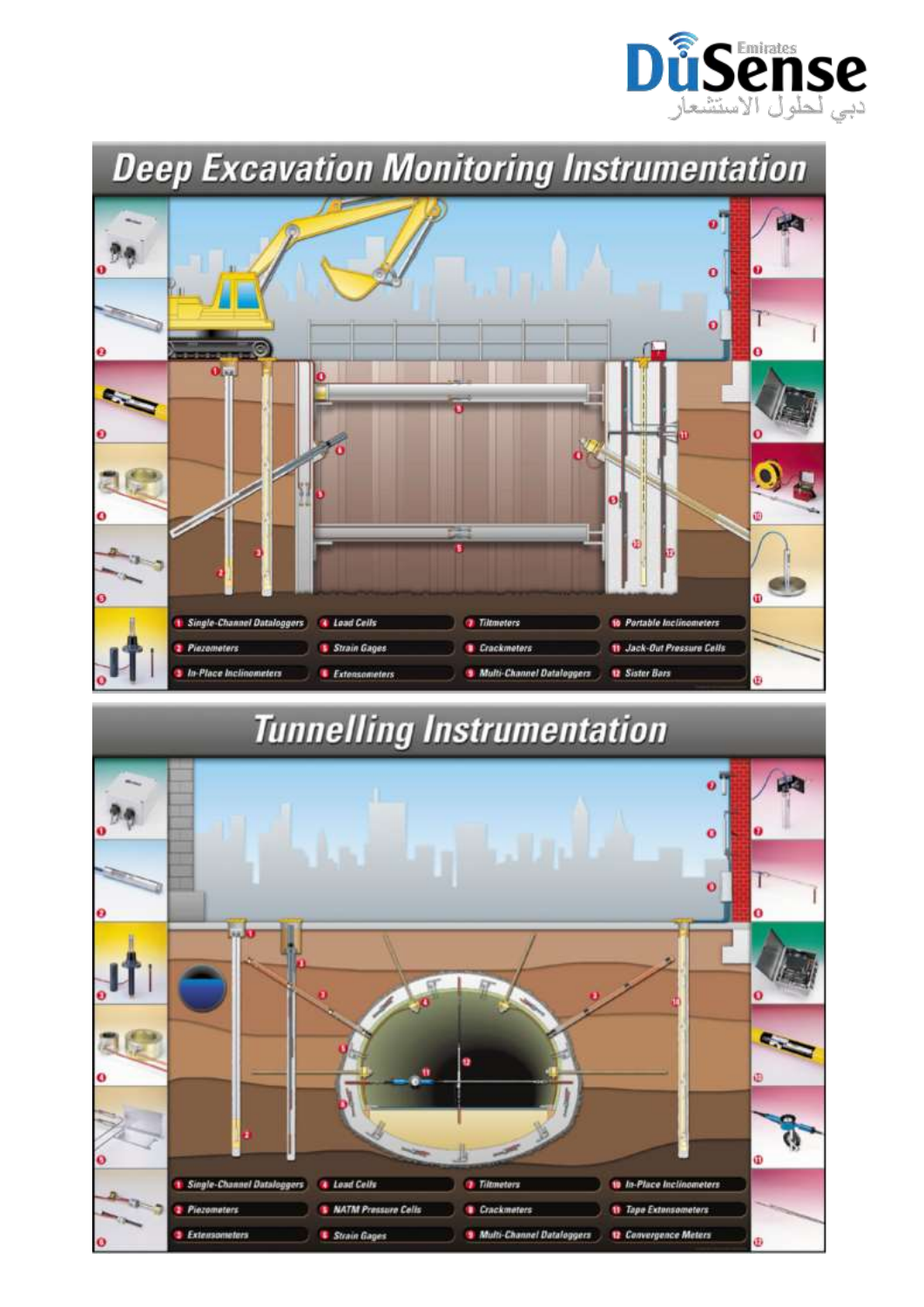# Deep Excavation Monitoring Instrumentation

1. Single-Channel Dataloggers
2. Piezometers
3. In-Place Inclinometers
4. Load Cells
5. Strain Gages
6. Extensometers
7. Tiltmeters
8. Crackmeters
9. Multi-Channel Dataloggers
10. Portable Inclinometers
11. Jack-Out Pressure Cells
12. Sister Bars

# Tunnelling Instrumentation

1. Single-Channel Dataloggers
2. Piezometers
3. Extensometers
4. Load Cells
5. NATM Pressure Cells
6. Strain Gages
7. Tiltmeters
8. Crackmeters
9. Multi-Channel Dataloggers
10. In-Place Inclinometers
11. Tape Extensometers
12. Convergence Meters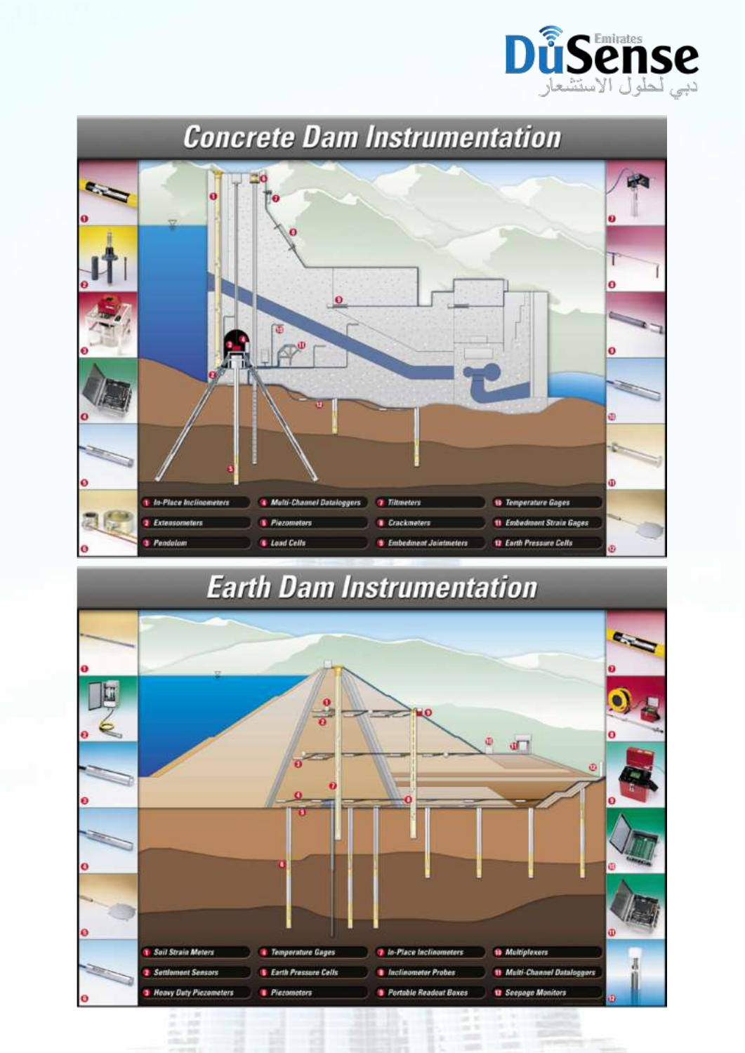DuSense Emirates
دبي لحلول الاستشعار

# Concrete Dam Instrumentation

1. In-Place Inclinometers
2. Extensometers
3. Pendulum
4. Multi-Channel Dataloggers
5. Piezometers
6. Load Cells
7. Tiltmeters
8. Crackmeters
9. Embedment Jointmeters
10. Temperature Gages
11. Embedment Strain Gages
12. Earth Pressure Cells

# Earth Dam Instrumentation

1. Soil Strain Meters
2. Settlement Sensors
3. Heavy Duty Piezometers
4. Temperature Gages
5. Earth Pressure Cells
6. Piezometers
7. In-Place Inclinometers
8. Inclinometer Probes
9. Portable Readout Boxes
10. Multiplexers
11. Multi-Channel Dataloggers
12. Seepage Monitors